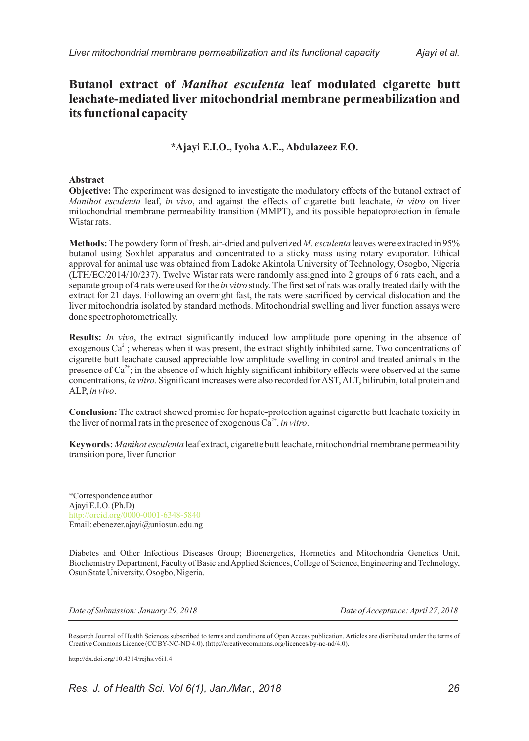# Butanol extract of *Manihot esculenta* leaf modulated cigarette butt leachate-mediated liver mitochondrial membrane permeabilization and its functional capacity

**\*Ajayi E.I.O., Iyoha A.E., Abdulazeez F.O.**

## Abstract

**Objective:** The experiment was designed to investigate the modulatory effects of the butanol extract of *Manihot esculenta* leaf, *in vivo*, and against the effects of cigarette butt leachate, *in vitro* on liver mitochondrial membrane permeability transition (MMPT), and its possible hepatoprotection in female Wistar rats.

**Methods:** The powdery form of fresh, air-dried and pulverized *M. esculenta* leaves were extracted in 95% butanol using Soxhlet apparatus and concentrated to a sticky mass using rotary evaporator. Ethical approval for animal use was obtained from Ladoke Akintola University of Technology, Osogbo, Nigeria (LTH/EC/2014/10/237). Twelve Wistar rats were randomly assigned into 2 groups of 6 rats each, and a separate group of 4 rats were used for the *in vitro* study. The first set of rats was orally treated daily with the extract for 21 days. Following an overnight fast, the rats were sacrificed by cervical dislocation and the liver mitochondria isolated by standard methods. Mitochondrial swelling and liver function assays were done spectrophotometrically.

**Results:** *In vivo*, the extract significantly induced low amplitude pore opening in the absence of exogenous $Ca^{2+}$; whereas when it was present, the extract slightly inhibited same. Two concentrations of cigarette butt leachate caused appreciable low amplitude swelling in control and treated animals in the presence of $Ca^{2+}$; in the absence of which highly significant inhibitory effects were observed at the same concentrations, *in vitro*. Significant increases were also recorded for AST, ALT, bilirubin, total protein and ALP, *in vivo*.

**Conclusion:** The extract showed promise for hepato-protection against cigarette butt leachate toxicity in the liver of normal rats in the presence of exogenous $Ca^{2+}$, *in vitro*.

**Keywords:** *Manihot esculenta* leaf extract, cigarette butt leachate, mitochondrial membrane permeability transition pore, liver function

\*Correspondence author
Ajayi E.I.O. (Ph.D)
http://orcid.org/0000-0001-6348-5840
Email: ebenezer.ajayi@uniosun.edu.ng

Diabetes and Other Infectious Diseases Group; Bioenergetics, Hormetics and Mitochondria Genetics Unit, Biochemistry Department, Faculty of Basic and Applied Sciences, College of Science, Engineering and Technology, Osun State University, Osogbo, Nigeria.

*Date of Submission: January 29, 2018* *Date of Acceptance: April 27, 2018*

Research Journal of Health Sciences subscribed to terms and conditions of Open Access publication. Articles are distributed under the terms of Creative Commons Licence (CC BY-NC-ND 4.0). (http://creativecommons.org/licences/by-nc-nd/4.0).

http://dx.doi.org/10.4314/rejhs.v6i1.4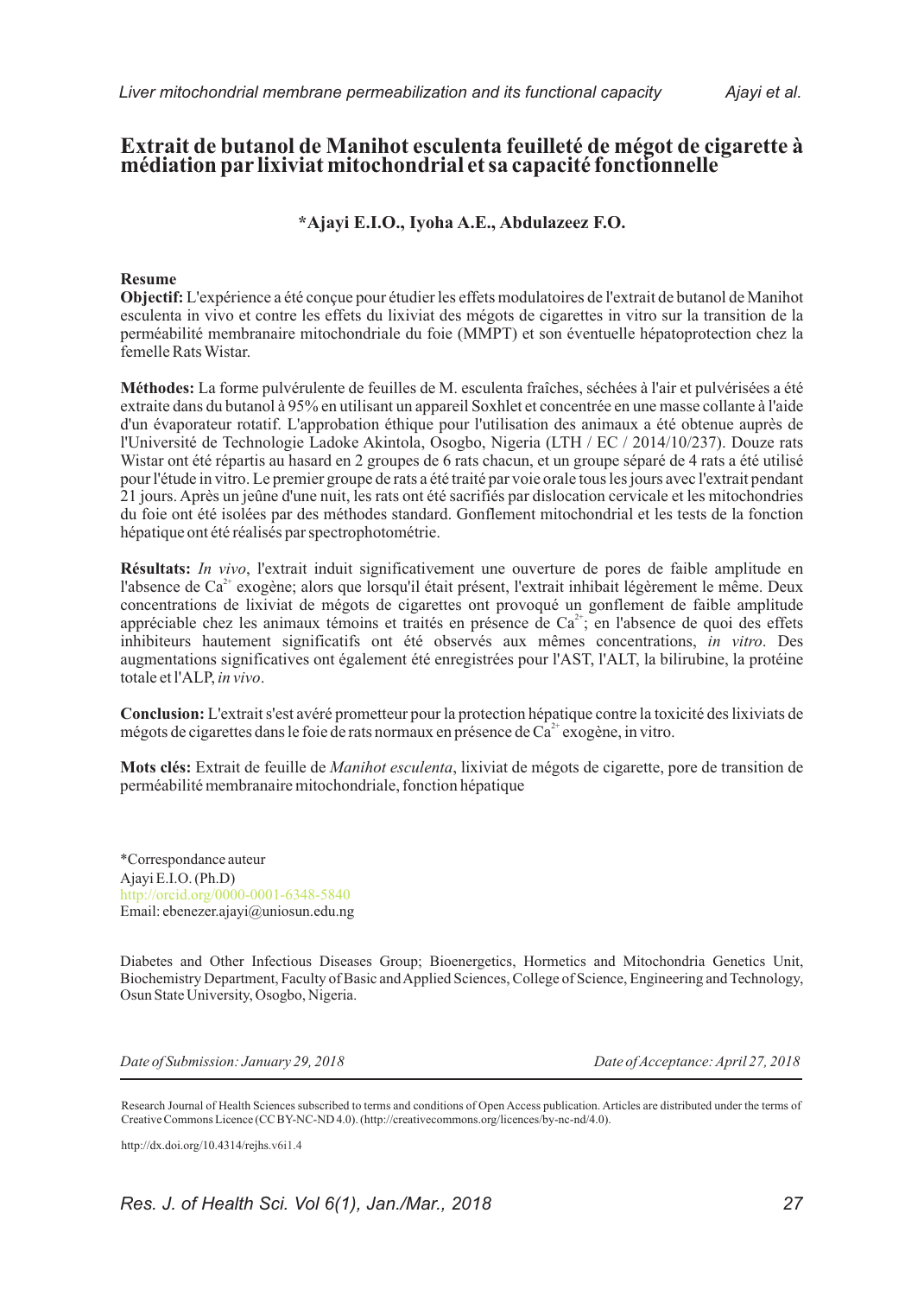# Extrait de butanol de Manihot esculenta feuilleté de mégot de cigarette à médiation par lixiviat mitochondrial et sa capacité fonctionnelle

**\*Ajayi E.I.O., Iyoha A.E., Abdulazeez F.O.**

## Resume

**Objectif:** L'expérience a été conçue pour étudier les effets modulatoires de l'extrait de butanol de Manihot esculenta in vivo et contre les effets du lixiviat des mégots de cigarettes in vitro sur la transition de la perméabilité membranaire mitochondriale du foie (MMPT) et son éventuelle hépatoprotection chez la femelle Rats Wistar.

**Méthodes:** La forme pulvérulente de feuilles de M. esculenta fraîches, séchées à l'air et pulvérisées a été extraite dans du butanol à 95% en utilisant un appareil Soxhlet et concentrée en une masse collante à l'aide d'un évaporateur rotatif. L'approbation éthique pour l'utilisation des animaux a été obtenue auprès de l'Université de Technologie Ladoke Akintola, Osogbo, Nigeria (LTH / EC / 2014/10/237). Douze rats Wistar ont été répartis au hasard en 2 groupes de 6 rats chacun, et un groupe séparé de 4 rats a été utilisé pour l'étude in vitro. Le premier groupe de rats a été traité par voie orale tous les jours avec l'extrait pendant 21 jours. Après un jeûne d'une nuit, les rats ont été sacrifiés par dislocation cervicale et les mitochondries du foie ont été isolées par des méthodes standard. Gonflement mitochondrial et les tests de la fonction hépatique ont été réalisés par spectrophotométrie.

**Résultats:** *In vivo*, l'extrait induit significativement une ouverture de pores de faible amplitude en l'absence de $Ca^{2+}$ exogène; alors que lorsqu'il était présent, l'extrait inhibait légèrement le même. Deux concentrations de lixiviat de mégots de cigarettes ont provoqué un gonflement de faible amplitude appréciable chez les animaux témoins et traités en présence de $Ca^{2+}$; en l'absence de quoi des effets inhibiteurs hautement significatifs ont été observés aux mêmes concentrations, *in vitro*. Des augmentations significatives ont également été enregistrées pour l'AST, l'ALT, la bilirubine, la protéine totale et l'ALP, *in vivo*.

**Conclusion:** L'extrait s'est avéré prometteur pour la protection hépatique contre la toxicité des lixiviats de mégots de cigarettes dans le foie de rats normaux en présence de $Ca^{2+}$ exogène, in vitro.

**Mots clés:** Extrait de feuille de *Manihot esculenta*, lixiviat de mégots de cigarette, pore de transition de perméabilité membranaire mitochondriale, fonction hépatique

\*Correspondance auteur
Ajayi E.I.O. (Ph.D)
http://orcid.org/0000-0001-6348-5840
Email: ebenezer.ajayi@uniosun.edu.ng

Diabetes and Other Infectious Diseases Group; Bioenergetics, Hormetics and Mitochondria Genetics Unit, Biochemistry Department, Faculty of Basic and Applied Sciences, College of Science, Engineering and Technology, Osun State University, Osogbo, Nigeria.

*Date of Submission: January 29, 2018* | *Date of Acceptance: April 27, 2018*

Research Journal of Health Sciences subscribed to terms and conditions of Open Access publication. Articles are distributed under the terms of Creative Commons Licence (CC BY-NC-ND 4.0). (http://creativecommons.org/licences/by-nc-nd/4.0).

http://dx.doi.org/10.4314/rejhs.v6i1.4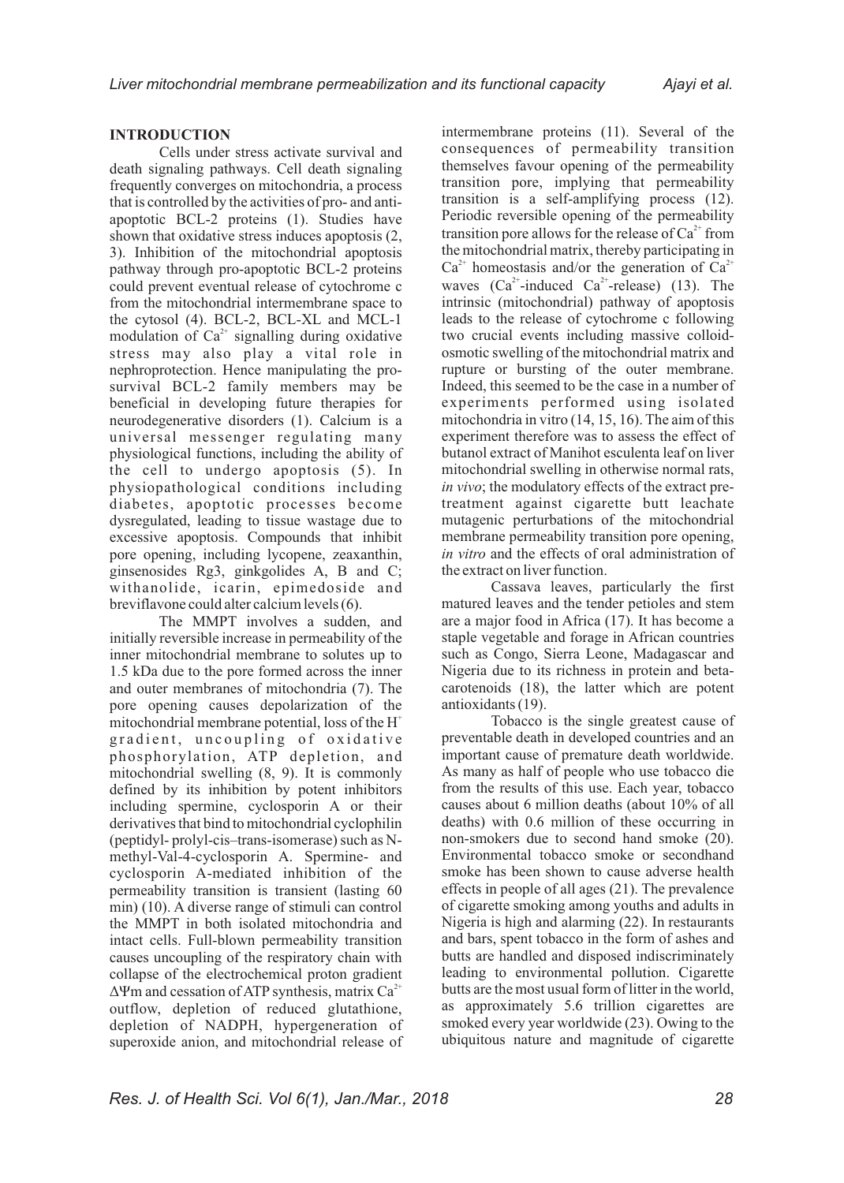## INTRODUCTION

Cells under stress activate survival and death signaling pathways. Cell death signaling frequently converges on mitochondria, a process that is controlled by the activities of pro- and anti-apoptotic BCL-2 proteins (1). Studies have shown that oxidative stress induces apoptosis (2, 3). Inhibition of the mitochondrial apoptosis pathway through pro-apoptotic BCL-2 proteins could prevent eventual release of cytochrome c from the mitochondrial intermembrane space to the cytosol (4). BCL-2, BCL-XL and MCL-1 modulation of $Ca^{2+}$ signalling during oxidative stress may also play a vital role in nephroprotection. Hence manipulating the pro-survival BCL-2 family members may be beneficial in developing future therapies for neurodegenerative disorders (1). Calcium is a universal messenger regulating many physiological functions, including the ability of the cell to undergo apoptosis (5). In physiopathological conditions including diabetes, apoptotic processes become dysregulated, leading to tissue wastage due to excessive apoptosis. Compounds that inhibit pore opening, including lycopene, zeaxanthin, ginsenosides Rg3, ginkgolides A, B and C; withanolide, icarin, epimedoside and breviflavone could alter calcium levels (6).

The MMPT involves a sudden, and initially reversible increase in permeability of the inner mitochondrial membrane to solutes up to 1.5 kDa due to the pore formed across the inner and outer membranes of mitochondria (7). The pore opening causes depolarization of the mitochondrial membrane potential, loss of the $H^+$ gradient, uncoupling of oxidative phosphorylation, ATP depletion, and mitochondrial swelling (8, 9). It is commonly defined by its inhibition by potent inhibitors including spermine, cyclosporin A or their derivatives that bind to mitochondrial cyclophilin (peptidyl- prolyl-cis–trans-isomerase) such as N-methyl-Val-4-cyclosporin A. Spermine- and cyclosporin A-mediated inhibition of the permeability transition is transient (lasting 60 min) (10). A diverse range of stimuli can control the MMPT in both isolated mitochondria and intact cells. Full-blown permeability transition causes uncoupling of the respiratory chain with collapse of the electrochemical proton gradient $\Delta\Psi m$ and cessation of ATP synthesis, matrix $Ca^{2+}$ outflow, depletion of reduced glutathione, depletion of NADPH, hypergeneration of superoxide anion, and mitochondrial release of intermembrane proteins (11). Several of the consequences of permeability transition themselves favour opening of the permeability transition pore, implying that permeability transition is a self-amplifying process (12). Periodic reversible opening of the permeability transition pore allows for the release of $Ca^{2+}$ from the mitochondrial matrix, thereby participating in $Ca^{2+}$ homeostasis and/or the generation of $Ca^{2+}$ waves ($Ca^{2+}$-induced $Ca^{2+}$-release) (13). The intrinsic (mitochondrial) pathway of apoptosis leads to the release of cytochrome c following two crucial events including massive colloid-osmotic swelling of the mitochondrial matrix and rupture or bursting of the outer membrane. Indeed, this seemed to be the case in a number of experiments performed using isolated mitochondria in vitro (14, 15, 16). The aim of this experiment therefore was to assess the effect of butanol extract of Manihot esculenta leaf on liver mitochondrial swelling in otherwise normal rats, *in vivo*; the modulatory effects of the extract pre-treatment against cigarette butt leachate mutagenic perturbations of the mitochondrial membrane permeability transition pore opening, *in vitro* and the effects of oral administration of the extract on liver function.

Cassava leaves, particularly the first matured leaves and the tender petioles and stem are a major food in Africa (17). It has become a staple vegetable and forage in African countries such as Congo, Sierra Leone, Madagascar and Nigeria due to its richness in protein and beta-carotenoids (18), the latter which are potent antioxidants (19).

Tobacco is the single greatest cause of preventable death in developed countries and an important cause of premature death worldwide. As many as half of people who use tobacco die from the results of this use. Each year, tobacco causes about 6 million deaths (about 10% of all deaths) with 0.6 million of these occurring in non-smokers due to second hand smoke (20). Environmental tobacco smoke or secondhand smoke has been shown to cause adverse health effects in people of all ages (21). The prevalence of cigarette smoking among youths and adults in Nigeria is high and alarming (22). In restaurants and bars, spent tobacco in the form of ashes and butts are handled and disposed indiscriminately leading to environmental pollution. Cigarette butts are the most usual form of litter in the world, as approximately 5.6 trillion cigarettes are smoked every year worldwide (23). Owing to the ubiquitous nature and magnitude of cigarette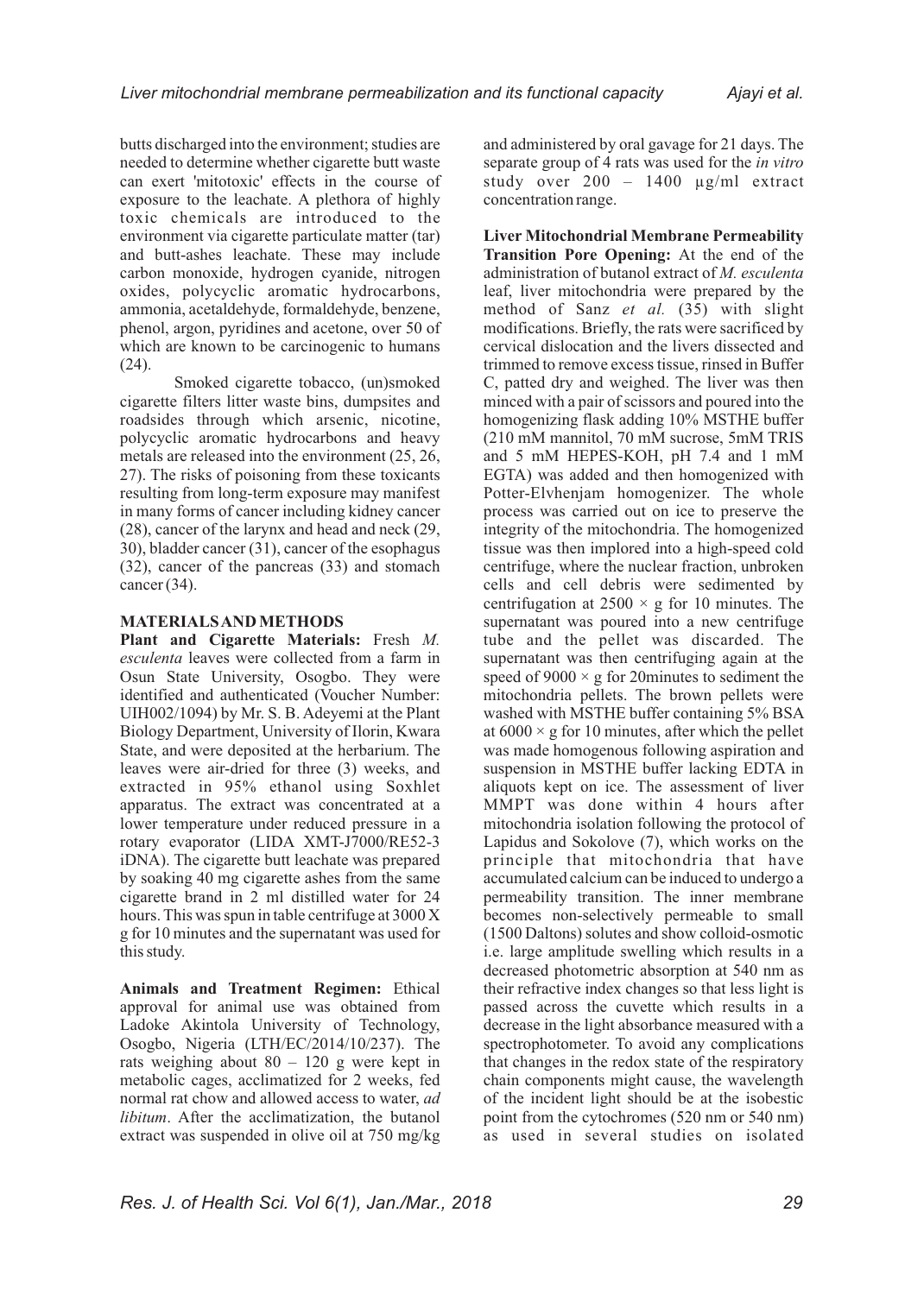butts discharged into the environment; studies are needed to determine whether cigarette butt waste can exert 'mitotoxic' effects in the course of exposure to the leachate. A plethora of highly toxic chemicals are introduced to the environment via cigarette particulate matter (tar) and butt-ashes leachate. These may include carbon monoxide, hydrogen cyanide, nitrogen oxides, polycyclic aromatic hydrocarbons, ammonia, acetaldehyde, formaldehyde, benzene, phenol, argon, pyridines and acetone, over 50 of which are known to be carcinogenic to humans (24).

Smoked cigarette tobacco, (un)smoked cigarette filters litter waste bins, dumpsites and roadsides through which arsenic, nicotine, polycyclic aromatic hydrocarbons and heavy metals are released into the environment (25, 26, 27). The risks of poisoning from these toxicants resulting from long-term exposure may manifest in many forms of cancer including kidney cancer (28), cancer of the larynx and head and neck (29, 30), bladder cancer (31), cancer of the esophagus (32), cancer of the pancreas (33) and stomach cancer (34).

## MATERIALS AND METHODS

**Plant and Cigarette Materials:** Fresh *M. esculenta* leaves were collected from a farm in Osun State University, Osogbo. They were identified and authenticated (Voucher Number: UIH002/1094) by Mr. S. B. Adeyemi at the Plant Biology Department, University of Ilorin, Kwara State, and were deposited at the herbarium. The leaves were air-dried for three (3) weeks, and extracted in 95% ethanol using Soxhlet apparatus. The extract was concentrated at a lower temperature under reduced pressure in a rotary evaporator (LIDA XMT-J7000/RE52-3 iDNA). The cigarette butt leachate was prepared by soaking 40 mg cigarette ashes from the same cigarette brand in 2 ml distilled water for 24 hours. This was spun in table centrifuge at 3000 X g for 10 minutes and the supernatant was used for this study.

**Animals and Treatment Regimen:** Ethical approval for animal use was obtained from Ladoke Akintola University of Technology, Osogbo, Nigeria (LTH/EC/2014/10/237). The rats weighing about 80 – 120 g were kept in metabolic cages, acclimatized for 2 weeks, fed normal rat chow and allowed access to water, *ad libitum*. After the acclimatization, the butanol extract was suspended in olive oil at 750 mg/kg and administered by oral gavage for 21 days. The separate group of 4 rats was used for the *in vitro* study over 200 – 1400 µg/ml extract concentration range.

**Liver Mitochondrial Membrane Permeability Transition Pore Opening:** At the end of the administration of butanol extract of *M. esculenta* leaf, liver mitochondria were prepared by the method of Sanz *et al.* (35) with slight modifications. Briefly, the rats were sacrificed by cervical dislocation and the livers dissected and trimmed to remove excess tissue, rinsed in Buffer C, patted dry and weighed. The liver was then minced with a pair of scissors and poured into the homogenizing flask adding 10% MSTHE buffer (210 mM mannitol, 70 mM sucrose, 5mM TRIS and 5 mM HEPES-KOH, pH 7.4 and 1 mM EGTA) was added and then homogenized with Potter-Elvhenjam homogenizer. The whole process was carried out on ice to preserve the integrity of the mitochondria. The homogenized tissue was then implored into a high-speed cold centrifuge, where the nuclear fraction, unbroken cells and cell debris were sedimented by centrifugation at $2500 \times g$ for 10 minutes. The supernatant was poured into a new centrifuge tube and the pellet was discarded. The supernatant was then centrifuging again at the speed of $9000 \times g$ for 20minutes to sediment the mitochondria pellets. The brown pellets were washed with MSTHE buffer containing 5% BSA at $6000 \times g$ for 10 minutes, after which the pellet was made homogenous following aspiration and suspension in MSTHE buffer lacking EDTA in aliquots kept on ice. The assessment of liver MMPT was done within 4 hours after mitochondria isolation following the protocol of Lapidus and Sokolove (7), which works on the principle that mitochondria that have accumulated calcium can be induced to undergo a permeability transition. The inner membrane becomes non-selectively permeable to small (1500 Daltons) solutes and show colloid-osmotic i.e. large amplitude swelling which results in a decreased photometric absorption at 540 nm as their refractive index changes so that less light is passed across the cuvette which results in a decrease in the light absorbance measured with a spectrophotometer. To avoid any complications that changes in the redox state of the respiratory chain components might cause, the wavelength of the incident light should be at the isobestic point from the cytochromes (520 nm or 540 nm) as used in several studies on isolated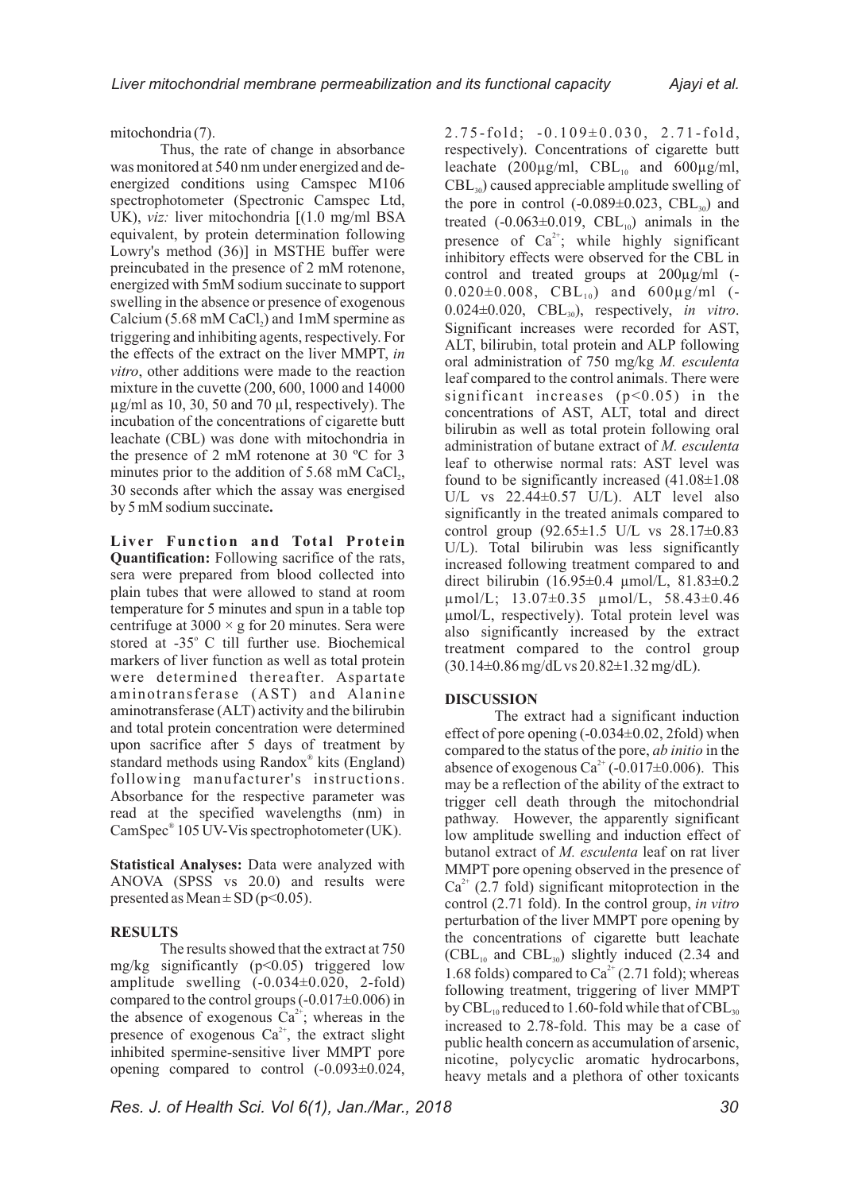mitochondria (7).

Thus, the rate of change in absorbance was monitored at 540 nm under energized and de-energized conditions using Camspec M106 spectrophotometer (Spectronic Camspec Ltd, UK), *viz:* liver mitochondria [(1.0 mg/ml BSA equivalent, by protein determination following Lowry's method (36)] in MSTHE buffer were preincubated in the presence of 2 mM rotenone, energized with 5mM sodium succinate to support swelling in the absence or presence of exogenous Calcium (5.68 mM $CaCl_2$) and 1mM spermine as triggering and inhibiting agents, respectively. For the effects of the extract on the liver MMPT, *in vitro*, other additions were made to the reaction mixture in the cuvette (200, 600, 1000 and 14000 µg/ml as 10, 30, 50 and 70 µl, respectively). The incubation of the concentrations of cigarette butt leachate (CBL) was done with mitochondria in the presence of 2 mM rotenone at 30 ºC for 3 minutes prior to the addition of 5.68 mM $CaCl_2$, 30 seconds after which the assay was energised by 5 mM sodium succinate**.**

**Liver Function and Total Protein Quantification:** Following sacrifice of the rats, sera were prepared from blood collected into plain tubes that were allowed to stand at room temperature for 5 minutes and spun in a table top centrifuge at 3000 × g for 20 minutes. Sera were stored at -35° C till further use. Biochemical markers of liver function as well as total protein were determined thereafter. Aspartate aminotransferase (AST) and Alanine aminotransferase (ALT) activity and the bilirubin and total protein concentration were determined upon sacrifice after 5 days of treatment by standard methods using Randox® kits (England) following manufacturer's instructions. Absorbance for the respective parameter was read at the specified wavelengths (nm) in CamSpec® 105 UV-Vis spectrophotometer (UK).

**Statistical Analyses:** Data were analyzed with ANOVA (SPSS vs 20.0) and results were presented as Mean ± SD ($p<0.05$).

## RESULTS

The results showed that the extract at 750 mg/kg significantly ($p<0.05$) triggered low amplitude swelling (-0.034±0.020, 2-fold) compared to the control groups (-0.017±0.006) in the absence of exogenous $Ca^{2+}$; whereas in the presence of exogenous $Ca^{2+}$, the extract slight inhibited spermine-sensitive liver MMPT pore opening compared to control (-0.093±0.024, 2.75-fold; -0.109±0.030, 2.71-fold, respectively). Concentrations of cigarette butt leachate (200µg/ml, $CBL_{10}$ and 600µg/ml, $CBL_{30}$) caused appreciable amplitude swelling of the pore in control (-0.089±0.023, $CBL_{30}$) and treated (-0.063±0.019, $CBL_{10}$) animals in the presence of $Ca^{2+}$; while highly significant inhibitory effects were observed for the CBL in control and treated groups at 200µg/ml (-0.020±0.008, $CBL_{10}$) and 600µg/ml (-0.024±0.020, $CBL_{30}$), respectively, *in vitro*. Significant increases were recorded for AST, ALT, bilirubin, total protein and ALP following oral administration of 750 mg/kg *M. esculenta* leaf compared to the control animals. There were significant increases ($p<0.05$) in the concentrations of AST, ALT, total and direct bilirubin as well as total protein following oral administration of butane extract of *M. esculenta* leaf to otherwise normal rats: AST level was found to be significantly increased (41.08±1.08 U/L vs 22.44±0.57 U/L). ALT level also significantly in the treated animals compared to control group (92.65±1.5 U/L vs 28.17±0.83 U/L). Total bilirubin was less significantly increased following treatment compared to and direct bilirubin (16.95±0.4 µmol/L, 81.83±0.2 µmol/L; 13.07±0.35 µmol/L, 58.43±0.46 µmol/L, respectively). Total protein level was also significantly increased by the extract treatment compared to the control group (30.14±0.86 mg/dL vs 20.82±1.32 mg/dL).

## DISCUSSION

The extract had a significant induction effect of pore opening (-0.034±0.02, 2fold) when compared to the status of the pore, *ab initio* in the absence of exogenous $Ca^{2+}$ (-0.017±0.006). This may be a reflection of the ability of the extract to trigger cell death through the mitochondrial pathway. However, the apparently significant low amplitude swelling and induction effect of butanol extract of *M. esculenta* leaf on rat liver MMPT pore opening observed in the presence of $Ca^{2+}$ (2.7 fold) significant mitoprotection in the control (2.71 fold). In the control group, *in vitro* perturbation of the liver MMPT pore opening by the concentrations of cigarette butt leachate ($CBL_{10}$ and $CBL_{30}$) slightly induced (2.34 and 1.68 folds) compared to $Ca^{2+}$ (2.71 fold); whereas following treatment, triggering of liver MMPT by $CBL_{10}$ reduced to 1.60-fold while that of $CBL_{30}$ increased to 2.78-fold. This may be a case of public health concern as accumulation of arsenic, nicotine, polycyclic aromatic hydrocarbons, heavy metals and a plethora of other toxicants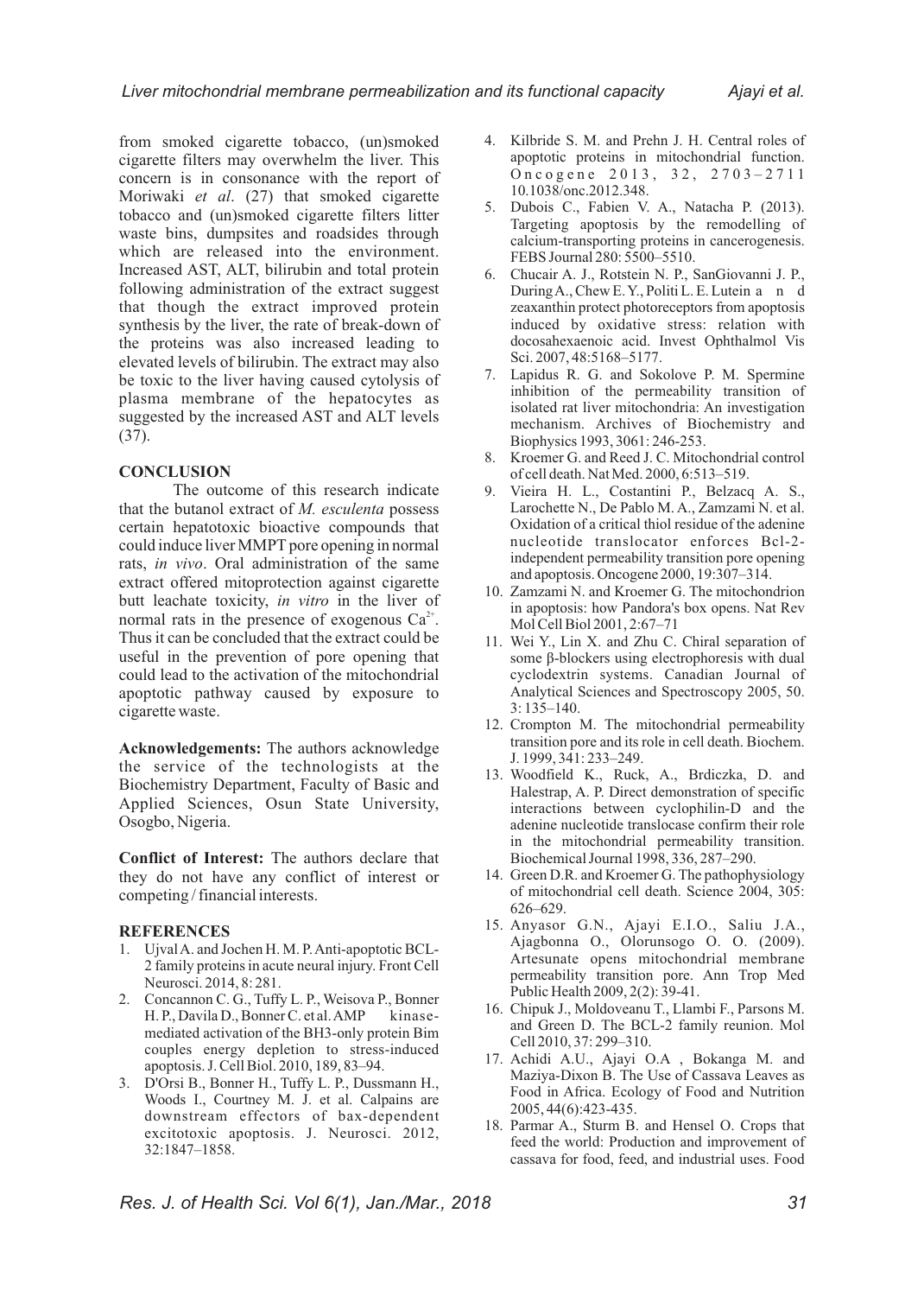from smoked cigarette tobacco, (un)smoked cigarette filters may overwhelm the liver. This concern is in consonance with the report of Moriwaki *et al*. (27) that smoked cigarette tobacco and (un)smoked cigarette filters litter waste bins, dumpsites and roadsides through which are released into the environment. Increased AST, ALT, bilirubin and total protein following administration of the extract suggest that though the extract improved protein synthesis by the liver, the rate of break-down of the proteins was also increased leading to elevated levels of bilirubin. The extract may also be toxic to the liver having caused cytolysis of plasma membrane of the hepatocytes as suggested by the increased AST and ALT levels (37).

## CONCLUSION

The outcome of this research indicate that the butanol extract of *M. esculenta* possess certain hepatotoxic bioactive compounds that could induce liver MMPT pore opening in normal rats, *in vivo*. Oral administration of the same extract offered mitoprotection against cigarette butt leachate toxicity, *in vitro* in the liver of normal rats in the presence of exogenous $Ca^{2+}$. Thus it can be concluded that the extract could be useful in the prevention of pore opening that could lead to the activation of the mitochondrial apoptotic pathway caused by exposure to cigarette waste.

**Acknowledgements:** The authors acknowledge the service of the technologists at the Biochemistry Department, Faculty of Basic and Applied Sciences, Osun State University, Osogbo, Nigeria.

**Conflict of Interest:** The authors declare that they do not have any conflict of interest or competing / financial interests.

## REFERENCES

1. Ujval A. and Jochen H. M. P. Anti-apoptotic BCL-2 family proteins in acute neural injury. Front Cell Neurosci. 2014, 8: 281.
2. Concannon C. G., Tuffy L. P., Weisova P., Bonner H. P., Davila D., Bonner C. et al. AMP kinase-mediated activation of the BH3-only protein Bim couples energy depletion to stress-induced apoptosis. J. Cell Biol. 2010, 189, 83–94.
3. D'Orsi B., Bonner H., Tuffy L. P., Dussmann H., Woods I., Courtney M. J. et al. Calpains are downstream effectors of bax-dependent excitotoxic apoptosis. J. Neurosci. 2012, 32:1847–1858.
4. Kilbride S. M. and Prehn J. H. Central roles of apoptotic proteins in mitochondrial function. Oncogene 2013, 32, 2703–2711 10.1038/onc.2012.348.
5. Dubois C., Fabien V. A., Natacha P. (2013). Targeting apoptosis by the remodelling of calcium-transporting proteins in cancerogenesis. FEBS Journal 280: 5500–5510.
6. Chucair A. J., Rotstein N. P., SanGiovanni J. P., During A., Chew E. Y., Politi L. E. Lutein and zeaxanthin protect photoreceptors from apoptosis induced by oxidative stress: relation with docosahexaenoic acid. Invest Ophthalmol Vis Sci. 2007, 48:5168–5177.
7. Lapidus R. G. and Sokolove P. M. Spermine inhibition of the permeability transition of isolated rat liver mitochondria: An investigation mechanism. Archives of Biochemistry and Biophysics 1993, 3061: 246-253.
8. Kroemer G. and Reed J. C. Mitochondrial control of cell death. Nat Med. 2000, 6:513–519.
9. Vieira H. L., Costantini P., Belzacq A. S., Larochette N., De Pablo M. A., Zamzami N. et al. Oxidation of a critical thiol residue of the adenine nucleotide translocator enforces Bcl-2-independent permeability transition pore opening and apoptosis. Oncogene 2000, 19:307–314.
10. Zamzami N. and Kroemer G. The mitochondrion in apoptosis: how Pandora's box opens. Nat Rev Mol Cell Biol 2001, 2:67–71
11. Wei Y., Lin X. and Zhu C. Chiral separation of some β-blockers using electrophoresis with dual cyclodextrin systems. Canadian Journal of Analytical Sciences and Spectroscopy 2005, 50. 3: 135–140.
12. Crompton M. The mitochondrial permeability transition pore and its role in cell death. Biochem. J. 1999, 341: 233–249.
13. Woodfield K., Ruck, A., Brdiczka, D. and Halestrap, A. P. Direct demonstration of specific interactions between cyclophilin-D and the adenine nucleotide translocase confirm their role in the mitochondrial permeability transition. Biochemical Journal 1998, 336, 287–290.
14. Green D.R. and Kroemer G. The pathophysiology of mitochondrial cell death. Science 2004, 305: 626–629.
15. Anyasor G.N., Ajayi E.I.O., Saliu J.A., Ajagbonna O., Olorunsogo O. O. (2009). Artesunate opens mitochondrial membrane permeability transition pore. Ann Trop Med Public Health 2009, 2(2): 39-41.
16. Chipuk J., Moldoveanu T., Llambi F., Parsons M. and Green D. The BCL-2 family reunion. Mol Cell 2010, 37: 299–310.
17. Achidi A.U., Ajayi O.A , Bokanga M. and Maziya-Dixon B. The Use of Cassava Leaves as Food in Africa. Ecology of Food and Nutrition 2005, 44(6):423-435.
18. Parmar A., Sturm B. and Hensel O. Crops that feed the world: Production and improvement of cassava for food, feed, and industrial uses. Food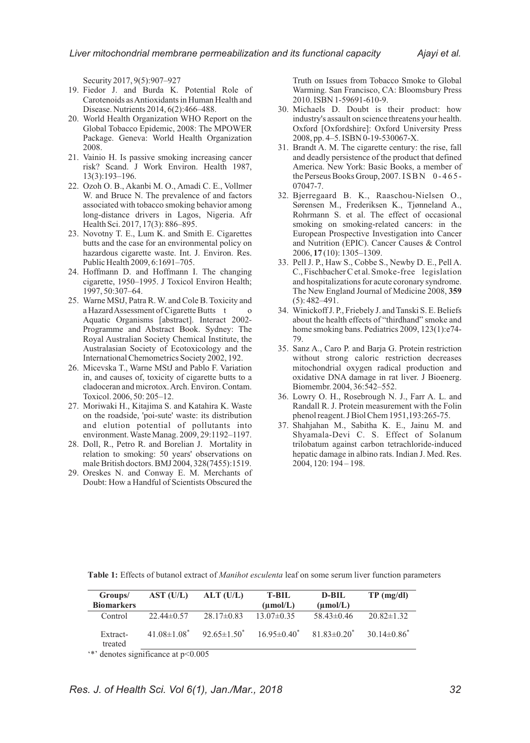Security 2017, 9(5):907–927

19. Fiedor J. and Burda K. Potential Role of Carotenoids as Antioxidants in Human Health and Disease. Nutrients 2014, 6(2):466–488.
20. World Health Organization WHO Report on the Global Tobacco Epidemic, 2008: The MPOWER Package. Geneva: World Health Organization 2008.
21. Vainio H. Is passive smoking increasing cancer risk? Scand. J Work Environ. Health 1987, 13(3):193–196.
22. Ozoh O. B., Akanbi M. O., Amadi C. E., Vollmer W. and Bruce N. The prevalence of and factors associated with tobacco smoking behavior among long-distance drivers in Lagos, Nigeria. Afr Health Sci. 2017, 17(3): 886–895.
23. Novotny T. E., Lum K. and Smith E. Cigarettes butts and the case for an environmental policy on hazardous cigarette waste. Int. J. Environ. Res. Public Health 2009, 6:1691–705.
24. Hoffmann D. and Hoffmann I. The changing cigarette, 1950–1995. J Toxicol Environ Health; 1997, 50:307–64.
25. Warne MStJ, Patra R. W. and Cole B. Toxicity and a Hazard Assessment of Cigarette Butts t o Aquatic Organisms [abstract]. Interact 2002-Programme and Abstract Book. Sydney: The Royal Australian Society Chemical Institute, the Australasian Society of Ecotoxicology and the International Chemometrics Society 2002, 192.
26. Micevska T., Warne MStJ and Pablo F. Variation in, and causes of, toxicity of cigarette butts to a cladoceran and microtox. Arch. Environ. Contam. Toxicol. 2006, 50: 205–12.
27. Moriwaki H., Kitajima S. and Katahira K. Waste on the roadside, 'poi-sute' waste: its distribution and elution potential of pollutants into environment. Waste Manag. 2009, 29:1192–1197.
28. Doll, R., Petro R. and Borelian J. Mortality in relation to smoking: 50 years' observations on male British doctors. BMJ 2004, 328(7455):1519.
29. Oreskes N. and Conway E. M. Merchants of Doubt: How a Handful of Scientists Obscured the Truth on Issues from Tobacco Smoke to Global Warming. San Francisco, CA: Bloomsbury Press 2010. ISBN 1-59691-610-9.
30. Michaels D. Doubt is their product: how industry's assault on science threatens your health. Oxford [Oxfordshire]: Oxford University Press 2008, pp. 4–5. ISBN 0-19-530067-X.
31. Brandt A. M. The cigarette century: the rise, fall and deadly persistence of the product that defined America. New York: Basic Books, a member of the Perseus Books Group, 2007. ISBN 0-465-07047-7.
32. Bjerregaard B. K., Raaschou-Nielsen O., Sørensen M., Frederiksen K., Tjønneland A., Rohrmann S. et al. The effect of occasional smoking on smoking-related cancers: in the European Prospective Investigation into Cancer and Nutrition (EPIC). Cancer Causes & Control 2006, **17** (10): 1305–1309.
33. Pell J. P., Haw S., Cobbe S., Newby D. E., Pell A. C., Fischbacher C et al. Smoke-free legislation and hospitalizations for acute coronary syndrome. The New England Journal of Medicine 2008, **359** (5): 482–491.
34. Winickoff J. P., Friebely J. and Tanski S. E. Beliefs about the health effects of "thirdhand" smoke and home smoking bans. Pediatrics 2009, 123(1):e74-79.
35. Sanz A., Caro P. and Barja G. Protein restriction without strong caloric restriction decreases mitochondrial oxygen radical production and oxidative DNA damage in rat liver. J Bioenerg. Biomembr. 2004, 36:542–552.
36. Lowry O. H., Rosebrough N. J., Farr A. L. and Randall R. J. Protein measurement with the Folin phenol reagent. J Biol Chem 1951,193:265-75.
37. Shahjahan M., Sabitha K. E., Jainu M. and Shyamala-Devi C. S. Effect of Solanum trilobatum against carbon tetrachloride-induced hepatic damage in albino rats. Indian J. Med. Res. 2004, 120: 194 – 198.

**Table 1:** Effects of butanol extract of *Manihot esculenta* leaf on some serum liver function parameters

| Groups/ Biomarkers | AST (U/L) | ALT (U/L) | T-BIL (µmol/L) | D-BIL (µmol/L) | TP (mg/dl) |
|---|---|---|---|---|---|
| Control | 22.44±0.57 | 28.17±0.83 | 13.07±0.35 | 58.43±0.46 | 20.82±1.32 |
| Extract-treated | 41.08±1.08* | 92.65±1.50* | 16.95±0.40* | 81.83±0.20* | 30.14±0.86* |

'*' denotes significance at $p<0.005$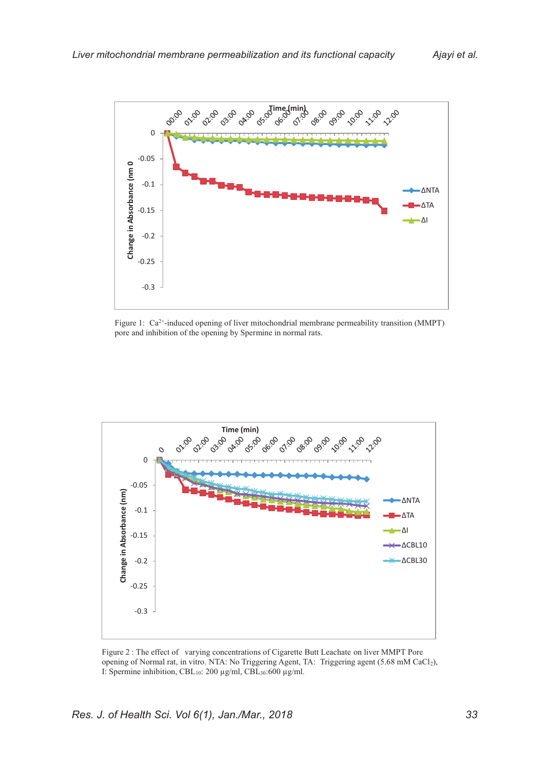Figure 1: $Ca^{2+}$-induced opening of liver mitochondrial membrane permeability transition (MMPT) pore and inhibition of the opening by Spermine in normal rats.

Figure 2 : The effect of varying concentrations of Cigarette Butt Leachate on liver MMPT Pore opening of Normal rat, in vitro. NTA: No Triggering Agent, TA: Triggering agent (5.68 mM $CaCl_2$), I: Spermine inhibition, $CBL_{10}$: 200 µg/ml, $CBL_{30}$:600 µg/ml.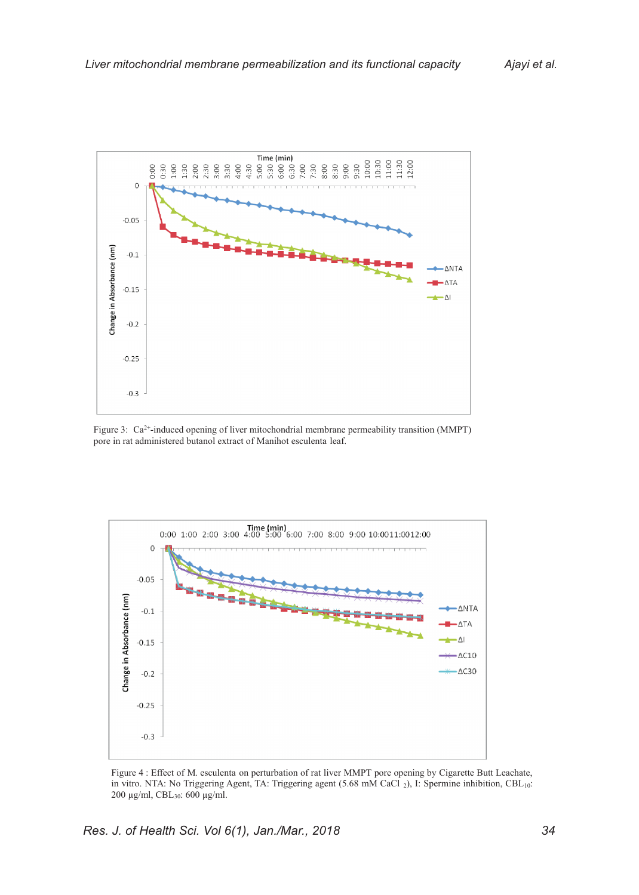Time (min)

0:00 0:30 1:00 1:30 2:00 2:30 3:00 3:30 4:00 4:30 5:00 5:30 6:00 6:30 7:00 7:30 8:00 8:30 9:00 9:30 10:00 10:30 11:00 11:30 12:00

0 -0.05 -0.1 -0.15 -0.2 -0.25 -0.3

Change in Absorbance (nm)

ΔNTA ΔTA ΔI

Figure 3: $Ca^{2+}$-induced opening of liver mitochondrial membrane permeability transition (MMPT) pore in rat administered butanol extract of Manihot esculenta leaf.

Time (min)

0:00 1:00 2:00 3:00 4:00 5:00 6:00 7:00 8:00 9:00 10:00 11:00 12:00

0 -0.05 -0.1 -0.15 -0.2 -0.25 -0.3

Change in Absorbance (nm)

ΔNTA ΔTA ΔI ΔC10 ΔC30

Figure 4 : Effect of M. esculenta on perturbation of rat liver MMPT pore opening by Cigarette Butt Leachate, in vitro. NTA: No Triggering Agent, TA: Triggering agent (5.68 mM $CaCl_2$), I: Spermine inhibition, $CBL_{10}$: 200 µg/ml, $CBL_{30}$: 600 µg/ml.